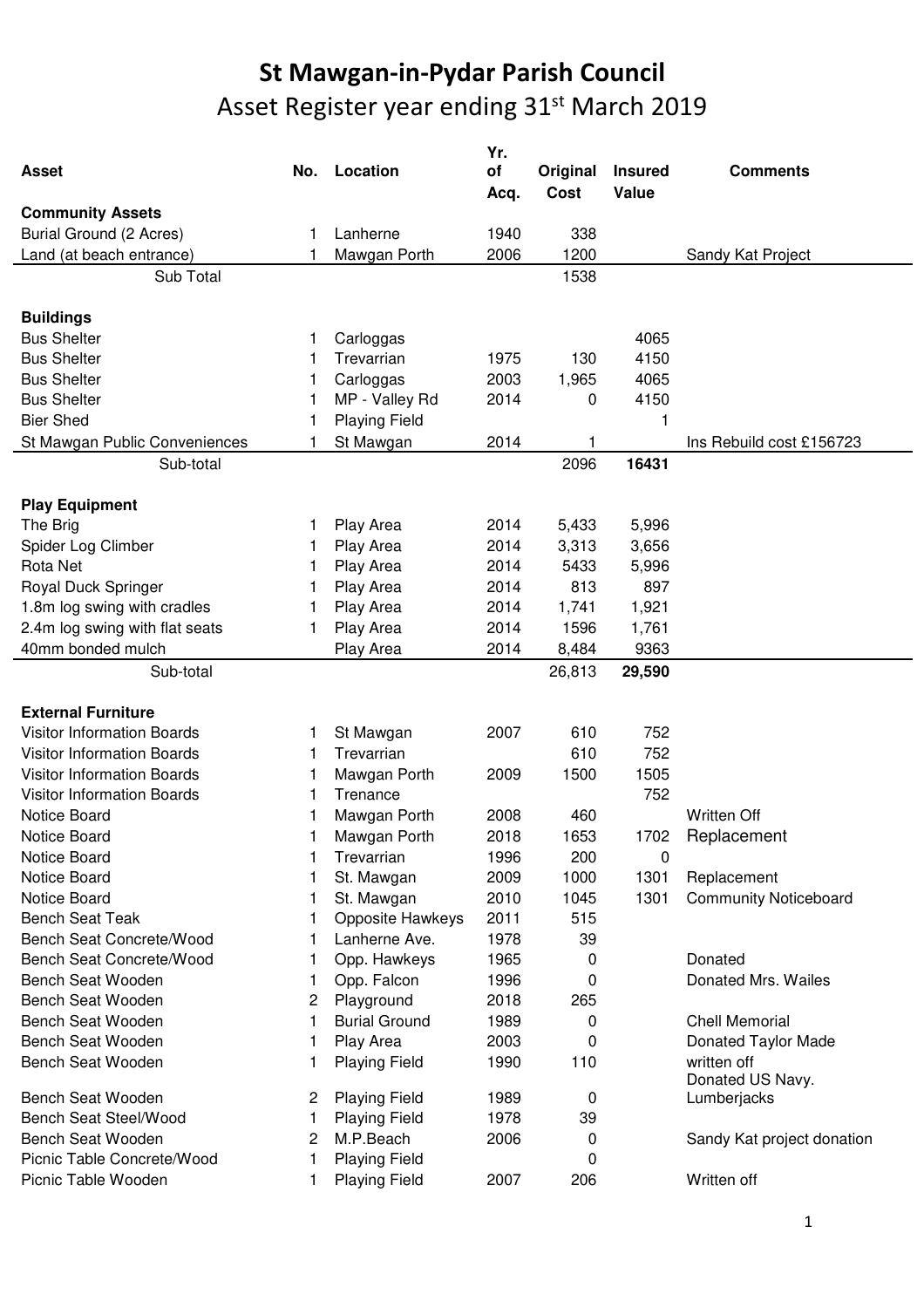# St Mawgan-in-Pydar Parish Council

## Asset Register year ending 31st March 2019

| Asset | No. | Location | Yr. of Acq. | Original Cost | Insured Value | Comments |
|---|---|---|---|---|---|---|
| **Community Assets** | | | | | | |
| Burial Ground (2 Acres) | 1 | Lanherne | 1940 | 338 | | |
| Land (at beach entrance) | 1 | Mawgan Porth | 2006 | 1200 | | Sandy Kat Project |
| Sub Total | | | | 1538 | | |
| **Buildings** | | | | | | |
| Bus Shelter | 1 | Carloggas | | | 4065 | |
| Bus Shelter | 1 | Trevarrian | 1975 | 130 | 4150 | |
| Bus Shelter | 1 | Carloggas | 2003 | 1,965 | 4065 | |
| Bus Shelter | 1 | MP - Valley Rd | 2014 | 0 | 4150 | |
| Bier Shed | 1 | Playing Field | | | 1 | |
| St Mawgan Public Conveniences | 1 | St Mawgan | 2014 | 1 | | Ins Rebuild cost £156723 |
| Sub-total | | | | 2096 | **16431** | |
| **Play Equipment** | | | | | | |
| The Brig | 1 | Play Area | 2014 | 5,433 | 5,996 | |
| Spider Log Climber | 1 | Play Area | 2014 | 3,313 | 3,656 | |
| Rota Net | 1 | Play Area | 2014 | 5433 | 5,996 | |
| Royal Duck Springer | 1 | Play Area | 2014 | 813 | 897 | |
| 1.8m log swing with cradles | 1 | Play Area | 2014 | 1,741 | 1,921 | |
| 2.4m log swing with flat seats | 1 | Play Area | 2014 | 1596 | 1,761 | |
| 40mm bonded mulch | | Play Area | 2014 | 8,484 | 9363 | |
| Sub-total | | | | 26,813 | **29,590** | |
| **External Furniture** | | | | | | |
| Visitor Information Boards | 1 | St Mawgan | 2007 | 610 | 752 | |
| Visitor Information Boards | 1 | Trevarrian | | 610 | 752 | |
| Visitor Information Boards | 1 | Mawgan Porth | 2009 | 1500 | 1505 | |
| Visitor Information Boards | 1 | Trenance | | | 752 | |
| Notice Board | 1 | Mawgan Porth | 2008 | 460 | | Written Off |
| Notice Board | 1 | Mawgan Porth | 2018 | 1653 | 1702 | Replacement |
| Notice Board | 1 | Trevarrian | 1996 | 200 | 0 | |
| Notice Board | 1 | St. Mawgan | 2009 | 1000 | 1301 | Replacement |
| Notice Board | 1 | St. Mawgan | 2010 | 1045 | 1301 | Community Noticeboard |
| Bench Seat Teak | 1 | Opposite Hawkeys | 2011 | 515 | | |
| Bench Seat Concrete/Wood | 1 | Lanherne Ave. | 1978 | 39 | | |
| Bench Seat Concrete/Wood | 1 | Opp. Hawkeys | 1965 | 0 | | Donated |
| Bench Seat Wooden | 1 | Opp. Falcon | 1996 | 0 | | Donated Mrs. Wailes |
| Bench Seat Wooden | 2 | Playground | 2018 | 265 | | |
| Bench Seat Wooden | 1 | Burial Ground | 1989 | 0 | | Chell Memorial |
| Bench Seat Wooden | 1 | Play Area | 2003 | 0 | | Donated Taylor Made |
| Bench Seat Wooden | 1 | Playing Field | 1990 | 110 | | written off |
| Bench Seat Wooden | 2 | Playing Field | 1989 | 0 | | Donated US Navy. Lumberjacks |
| Bench Seat Steel/Wood | 1 | Playing Field | 1978 | 39 | | |
| Bench Seat Wooden | 2 | M.P.Beach | 2006 | 0 | | Sandy Kat project donation |
| Picnic Table Concrete/Wood | 1 | Playing Field | | 0 | | |
| Picnic Table Wooden | 1 | Playing Field | 2007 | 206 | | Written off |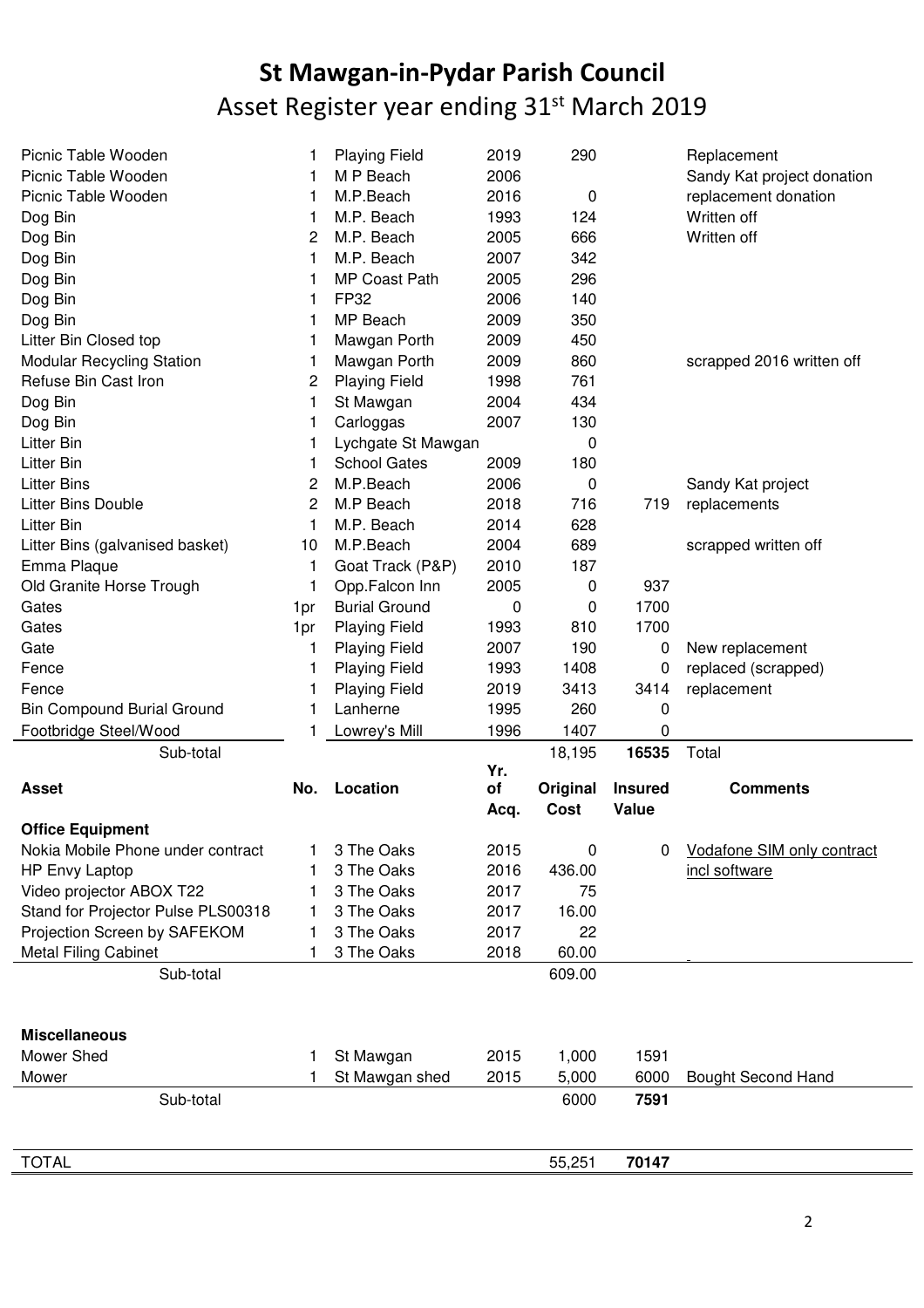# St Mawgan-in-Pydar Parish Council

## Asset Register year ending 31st March 2019

| | | | | | | |
|---|---|---|---|---|---|---|
| Picnic Table Wooden | 1 | Playing Field | 2019 | 290 | | Replacement |
| Picnic Table Wooden | 1 | M P Beach | 2006 | | | Sandy Kat project donation |
| Picnic Table Wooden | 1 | M.P.Beach | 2016 | 0 | | replacement donation |
| Dog Bin | 1 | M.P. Beach | 1993 | 124 | | Written off |
| Dog Bin | 2 | M.P. Beach | 2005 | 666 | | Written off |
| Dog Bin | 1 | M.P. Beach | 2007 | 342 | | |
| Dog Bin | 1 | MP Coast Path | 2005 | 296 | | |
| Dog Bin | 1 | FP32 | 2006 | 140 | | |
| Dog Bin | 1 | MP Beach | 2009 | 350 | | |
| Litter Bin Closed top | 1 | Mawgan Porth | 2009 | 450 | | |
| Modular Recycling Station | 1 | Mawgan Porth | 2009 | 860 | | scrapped 2016 written off |
| Refuse Bin Cast Iron | 2 | Playing Field | 1998 | 761 | | |
| Dog Bin | 1 | St Mawgan | 2004 | 434 | | |
| Dog Bin | 1 | Carloggas | 2007 | 130 | | |
| Litter Bin | 1 | Lychgate St Mawgan | | 0 | | |
| Litter Bin | 1 | School Gates | 2009 | 180 | | |
| Litter Bins | 2 | M.P.Beach | 2006 | 0 | | Sandy Kat project |
| Litter Bins Double | 2 | M.P Beach | 2018 | 716 | 719 | replacements |
| Litter Bin | 1 | M.P. Beach | 2014 | 628 | | |
| Litter Bins (galvanised basket) | 10 | M.P.Beach | 2004 | 689 | | scrapped written off |
| Emma Plaque | 1 | Goat Track (P&P) | 2010 | 187 | | |
| Old Granite Horse Trough | 1 | Opp.Falcon Inn | 2005 | 0 | 937 | |
| Gates | 1pr | Burial Ground | 0 | 0 | 1700 | |
| Gates | 1pr | Playing Field | 1993 | 810 | 1700 | |
| Gate | 1 | Playing Field | 2007 | 190 | 0 | New replacement |
| Fence | 1 | Playing Field | 1993 | 1408 | 0 | replaced (scrapped) |
| Fence | 1 | Playing Field | 2019 | 3413 | 3414 | replacement |
| Bin Compound Burial Ground | 1 | Lanherne | 1995 | 260 | 0 | |
| Footbridge Steel/Wood | 1 | Lowrey's Mill | 1996 | 1407 | 0 | |
| Sub-total | | | | 18,195 | **16535** | Total |
| **Asset** | **No.** | **Location** | **Yr. of Acq.** | **Original Cost** | **Insured Value** | **Comments** |
| **Office Equipment** | | | | | | |
| Nokia Mobile Phone under contract | 1 | 3 The Oaks | 2015 | 0 | 0 | Vodafone SIM only contract |
| HP Envy Laptop | 1 | 3 The Oaks | 2016 | 436.00 | | incl software |
| Video projector ABOX T22 | 1 | 3 The Oaks | 2017 | 75 | | |
| Stand for Projector Pulse PLS00318 | 1 | 3 The Oaks | 2017 | 16.00 | | |
| Projection Screen by SAFEKOM | 1 | 3 The Oaks | 2017 | 22 | | |
| Metal Filing Cabinet | 1 | 3 The Oaks | 2018 | 60.00 | | |
| Sub-total | | | | 609.00 | | |
| **Miscellaneous** | | | | | | |
| Mower Shed | 1 | St Mawgan | 2015 | 1,000 | 1591 | |
| Mower | 1 | St Mawgan shed | 2015 | 5,000 | 6000 | Bought Second Hand |
| Sub-total | | | | 6000 | **7591** | |
| TOTAL | | | | 55,251 | **70147** | |